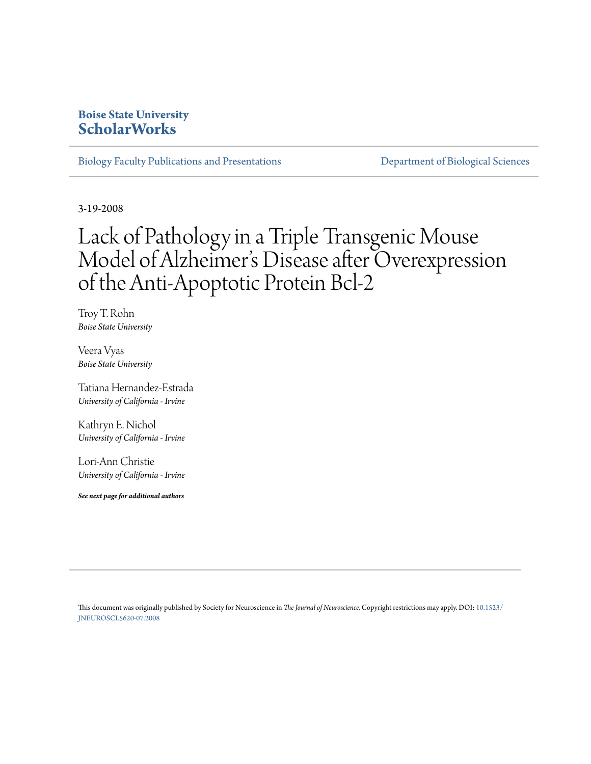**Boise State University**
**ScholarWorks**

Biology Faculty Publications and Presentations

Department of Biological Sciences

3-19-2008

# Lack of Pathology in a Triple Transgenic Mouse Model of Alzheimer's Disease after Overexpression of the Anti-Apoptotic Protein Bcl-2

Troy T. Rohn
*Boise State University*

Veera Vyas
*Boise State University*

Tatiana Hernandez-Estrada
*University of California - Irvine*

Kathryn E. Nichol
*University of California - Irvine*

Lori-Ann Christie
*University of California - Irvine*

***See next page for additional authors***

This document was originally published by Society for Neuroscience in *The Journal of Neuroscience*. Copyright restrictions may apply. DOI: 10.1523/JNEUROSCI.5620-07.2008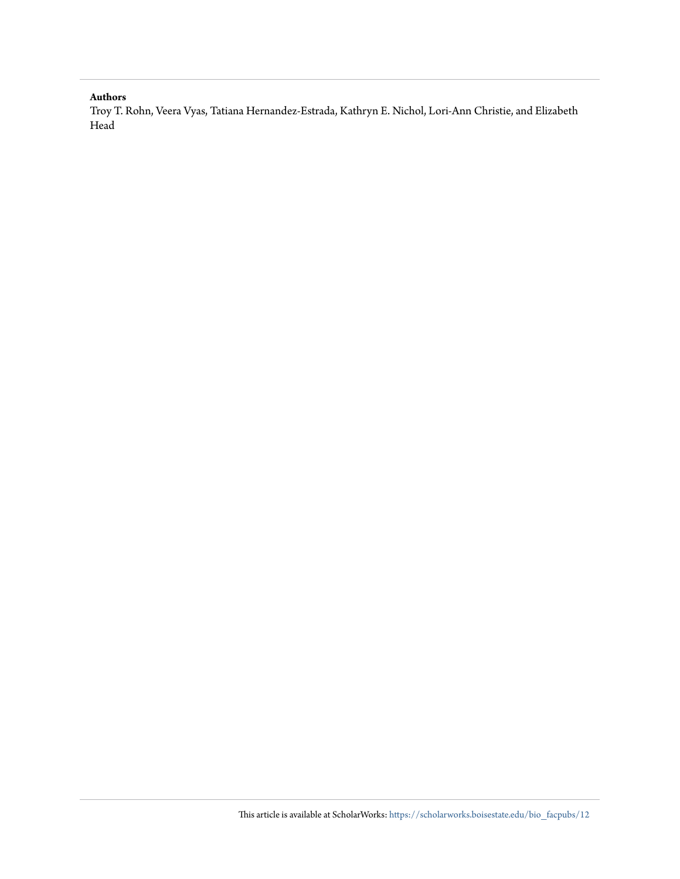**Authors**

Troy T. Rohn, Veera Vyas, Tatiana Hernandez-Estrada, Kathryn E. Nichol, Lori-Ann Christie, and Elizabeth Head

This article is available at ScholarWorks: https://scholarworks.boisestate.edu/bio_facpubs/12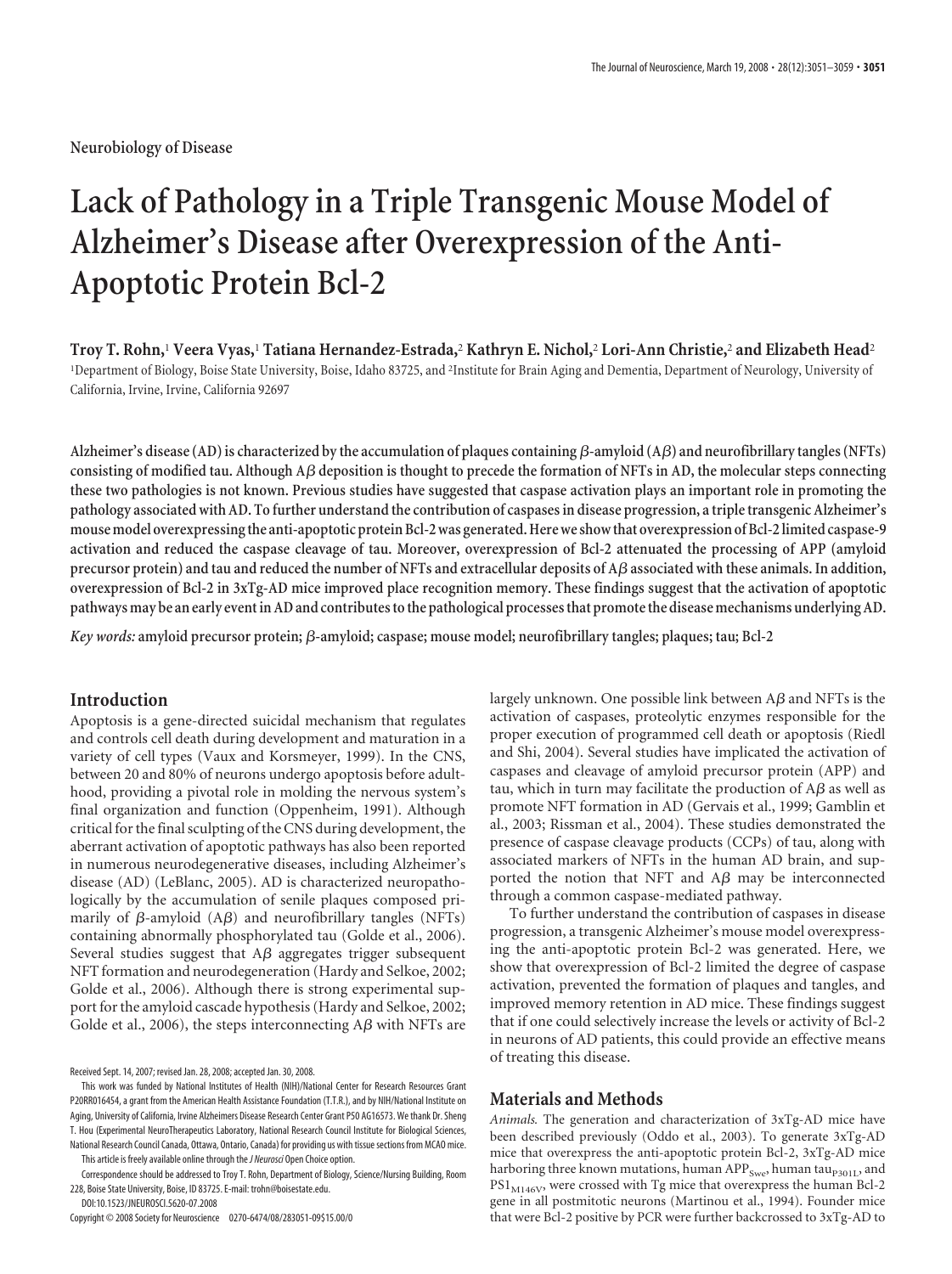Neurobiology of Disease

# Lack of Pathology in a Triple Transgenic Mouse Model of Alzheimer's Disease after Overexpression of the Anti-Apoptotic Protein Bcl-2

**Troy T. Rohn,[1] Veera Vyas,[1] Tatiana Hernandez-Estrada,[2] Kathryn E. Nichol,[2] Lori-Ann Christie,[2] and Elizabeth Head[2]**

[1]Department of Biology, Boise State University, Boise, Idaho 83725, and [2]Institute for Brain Aging and Dementia, Department of Neurology, University of California, Irvine, Irvine, California 92697

**Alzheimer's disease (AD) is characterized by the accumulation of plaques containing β-amyloid (Aβ) and neurofibrillary tangles (NFTs) consisting of modified tau. Although Aβ deposition is thought to precede the formation of NFTs in AD, the molecular steps connecting these two pathologies is not known. Previous studies have suggested that caspase activation plays an important role in promoting the pathology associated with AD. To further understand the contribution of caspases in disease progression, a triple transgenic Alzheimer's mouse model overexpressing the anti-apoptotic protein Bcl-2 was generated. Here we show that overexpression of Bcl-2 limited caspase-9 activation and reduced the caspase cleavage of tau. Moreover, overexpression of Bcl-2 attenuated the processing of APP (amyloid precursor protein) and tau and reduced the number of NFTs and extracellular deposits of Aβ associated with these animals. In addition, overexpression of Bcl-2 in 3xTg-AD mice improved place recognition memory. These findings suggest that the activation of apoptotic pathways may be an early event in AD and contributes to the pathological processes that promote the disease mechanisms underlying AD.**

*Key words:* **amyloid precursor protein; β-amyloid; caspase; mouse model; neurofibrillary tangles; plaques; tau; Bcl-2**

## Introduction

Apoptosis is a gene-directed suicidal mechanism that regulates and controls cell death during development and maturation in a variety of cell types (Vaux and Korsmeyer, 1999). In the CNS, between 20 and 80% of neurons undergo apoptosis before adulthood, providing a pivotal role in molding the nervous system's final organization and function (Oppenheim, 1991). Although critical for the final sculpting of the CNS during development, the aberrant activation of apoptotic pathways has also been reported in numerous neurodegenerative diseases, including Alzheimer's disease (AD) (LeBlanc, 2005). AD is characterized neuropathologically by the accumulation of senile plaques composed primarily of β-amyloid (Aβ) and neurofibrillary tangles (NFTs) containing abnormally phosphorylated tau (Golde et al., 2006). Several studies suggest that Aβ aggregates trigger subsequent NFT formation and neurodegeneration (Hardy and Selkoe, 2002; Golde et al., 2006). Although there is strong experimental support for the amyloid cascade hypothesis (Hardy and Selkoe, 2002; Golde et al., 2006), the steps interconnecting Aβ with NFTs are largely unknown. One possible link between Aβ and NFTs is the activation of caspases, proteolytic enzymes responsible for the proper execution of programmed cell death or apoptosis (Riedl and Shi, 2004). Several studies have implicated the activation of caspases and cleavage of amyloid precursor protein (APP) and tau, which in turn may facilitate the production of Aβ as well as promote NFT formation in AD (Gervais et al., 1999; Gamblin et al., 2003; Rissman et al., 2004). These studies demonstrated the presence of caspase cleavage products (CCPs) of tau, along with associated markers of NFTs in the human AD brain, and supported the notion that NFT and Aβ may be interconnected through a common caspase-mediated pathway.

To further understand the contribution of caspases in disease progression, a transgenic Alzheimer's mouse model overexpressing the anti-apoptotic protein Bcl-2 was generated. Here, we show that overexpression of Bcl-2 limited the degree of caspase activation, prevented the formation of plaques and tangles, and improved memory retention in AD mice. These findings suggest that if one could selectively increase the levels or activity of Bcl-2 in neurons of AD patients, this could provide an effective means of treating this disease.

## Materials and Methods

*Animals.* The generation and characterization of 3xTg-AD mice have been described previously (Oddo et al., 2003). To generate 3xTg-AD mice that overexpress the anti-apoptotic protein Bcl-2, 3xTg-AD mice harboring three known mutations, human $APP_{Swe}$, human $tau_{P301L}$, and $PS1_{M146V}$, were crossed with Tg mice that overexpress the human Bcl-2 gene in all postmitotic neurons (Martinou et al., 1994). Founder mice that were Bcl-2 positive by PCR were further backcrossed to 3xTg-AD to

Received Sept. 14, 2007; revised Jan. 28, 2008; accepted Jan. 30, 2008.

This work was funded by National Institutes of Health (NIH)/National Center for Research Resources Grant P20RR016454, a grant from the American Health Assistance Foundation (T.T.R.), and by NIH/National Institute on Aging, University of California, Irvine Alzheimers Disease Research Center Grant P50 AG16573. We thank Dr. Sheng T. Hou (Experimental NeuroTherapeutics Laboratory, National Research Council Institute for Biological Sciences, National Research Council Canada, Ottawa, Ontario, Canada) for providing us with tissue sections from MCAO mice.

This article is freely available online through the *J Neurosci* Open Choice option.

Correspondence should be addressed to Troy T. Rohn, Department of Biology, Science/Nursing Building, Room 228, Boise State University, Boise, ID 83725. E-mail: trohn@boisestate.edu.

DOI:10.1523/JNEUROSCI.5620-07.2008

Copyright © 2008 Society for Neuroscience 0270-6474/08/283051-09$15.00/0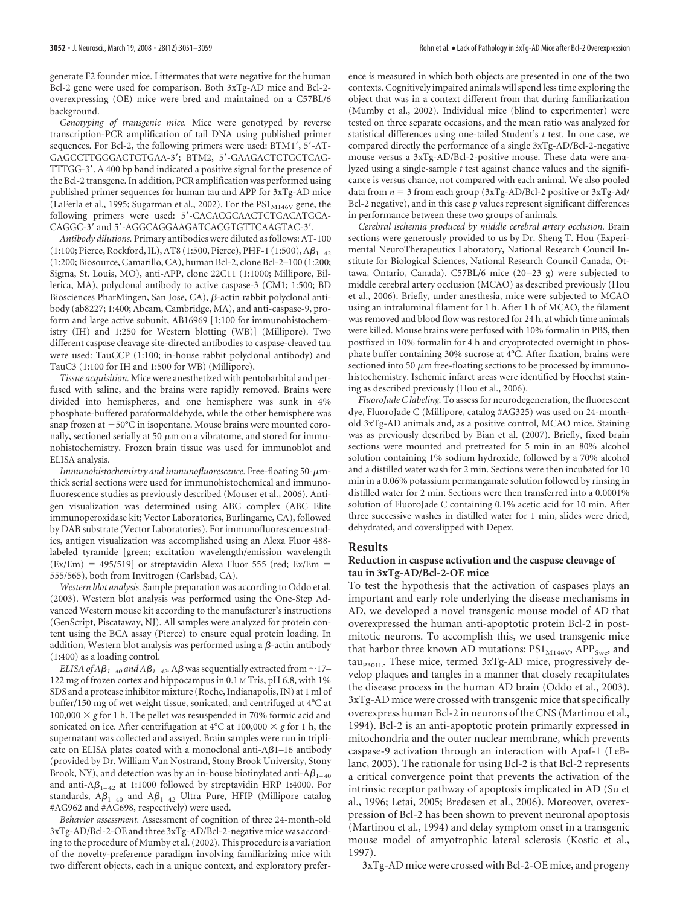generate F2 founder mice. Littermates that were negative for the human Bcl-2 gene were used for comparison. Both 3xTg-AD mice and Bcl-2-overexpressing (OE) mice were bred and maintained on a C57BL/6 background.

*Genotyping of transgenic mice.* Mice were genotyped by reverse transcription-PCR amplification of tail DNA using published primer sequences. For Bcl-2, the following primers were used: BTM1′, 5′-ATGAGCCTTGGGACTGTGAA-3′; BTM2, 5′-GAAGACTCTGCTCAGTTTGG-3′. A 400 bp band indicated a positive signal for the presence of the Bcl-2 transgene. In addition, PCR amplification was performed using published primer sequences for human tau and APP for 3xTg-AD mice (LaFerla et al., 1995; Sugarman et al., 2002). For the $PS1_{M146V}$ gene, the following primers were used: 5′-CACACGCAACTCTGACATGCACAGGC-3′ and 5′-AGGCAGGAAGATCACGTGTTCAAGTAC-3′.

*Antibody dilutions.* Primary antibodies were diluted as follows: AT-100 (1:100; Pierce, Rockford, IL), AT8 (1:500, Pierce), PHF-1 (1:500), $A\beta_{1-42}$ (1:200; Biosource, Camarillo, CA), human Bcl-2, clone Bcl-2–100 (1:200; Sigma, St. Louis, MO), anti-APP, clone 22C11 (1:1000; Millipore, Billerica, MA), polyclonal antibody to active caspase-3 (CM1; 1:500; BD Biosciences PharMingen, San Jose, CA), β-actin rabbit polyclonal antibody (ab8227; 1:400; Abcam, Cambridge, MA), and anti-caspase-9, proform and large active subunit, AB16969 [1:100 for immunohistochemistry (IH) and 1:250 for Western blotting (WB)] (Millipore). Two different caspase cleavage site-directed antibodies to caspase-cleaved tau were used: TauCCP (1:100; in-house rabbit polyclonal antibody) and TauC3 (1:100 for IH and 1:500 for WB) (Millipore).

*Tissue acquisition.* Mice were anesthetized with pentobarbital and perfused with saline, and the brains were rapidly removed. Brains were divided into hemispheres, and one hemisphere was sunk in 4% phosphate-buffered paraformaldehyde, while the other hemisphere was snap frozen at −50°C in isopentane. Mouse brains were mounted coronally, sectioned serially at 50 μm on a vibratome, and stored for immunohistochemistry. Frozen brain tissue was used for immunoblot and ELISA analysis.

*Immunohistochemistry and immunofluorescence.* Free-floating 50-μm-thick serial sections were used for immunohistochemical and immunofluorescence studies as previously described (Mouser et al., 2006). Antigen visualization was determined using ABC complex (ABC Elite immunoperoxidase kit; Vector Laboratories, Burlingame, CA), followed by DAB substrate (Vector Laboratories). For immunofluorescence studies, antigen visualization was accomplished using an Alexa Fluor 488-labeled tyramide [green; excitation wavelength/emission wavelength (Ex/Em) = 495/519] or streptavidin Alexa Fluor 555 (red; Ex/Em = 555/565), both from Invitrogen (Carlsbad, CA).

*Western blot analysis.* Sample preparation was according to Oddo et al. (2003). Western blot analysis was performed using the One-Step Advanced Western mouse kit according to the manufacturer's instructions (GenScript, Piscataway, NJ). All samples were analyzed for protein content using the BCA assay (Pierce) to ensure equal protein loading. In addition, Western blot analysis was performed using a β-actin antibody (1:400) as a loading control.

*ELISA of $A\beta_{1-40}$ and $A\beta_{1-42}$.* Aβ was sequentially extracted from ~17–122 mg of frozen cortex and hippocampus in 0.1 M Tris, pH 6.8, with 1% SDS and a protease inhibitor mixture (Roche, Indianapolis, IN) at 1 ml of buffer/150 mg of wet weight tissue, sonicated, and centrifuged at 4°C at 100,000 × *g* for 1 h. The pellet was resuspended in 70% formic acid and sonicated on ice. After centrifugation at 4°C at 100,000 × *g* for 1 h, the supernatant was collected and assayed. Brain samples were run in triplicate on ELISA plates coated with a monoclonal anti-$A\beta$1–16 antibody (provided by Dr. William Van Nostrand, Stony Brook University, Stony Brook, NY), and detection was by an in-house biotinylated anti-$A\beta_{1-40}$ and anti-$A\beta_{1-42}$ at 1:1000 followed by streptavidin HRP 1:4000. For standards, $A\beta_{1-40}$ and $A\beta_{1-42}$ Ultra Pure, HFIP (Millipore catalog #AG962 and #AG698, respectively) were used.

*Behavior assessment.* Assessment of cognition of three 24-month-old 3xTg-AD/Bcl-2-OE and three 3xTg-AD/Bcl-2-negative mice was according to the procedure of Mumby et al. (2002). This procedure is a variation of the novelty-preference paradigm involving familiarizing mice with two different objects, each in a unique context, and exploratory preference is measured in which both objects are presented in one of the two contexts. Cognitively impaired animals will spend less time exploring the object that was in a context different from that during familiarization (Mumby et al., 2002). Individual mice (blind to experimenter) were tested on three separate occasions, and the mean ratio was analyzed for statistical differences using one-tailed Student's *t* test. In one case, we compared directly the performance of a single 3xTg-AD/Bcl-2-negative mouse versus a 3xTg-AD/Bcl-2-positive mouse. These data were analyzed using a single-sample *t* test against chance values and the significance is versus chance, not compared with each animal. We also pooled data from $n = 3$ from each group (3xTg-AD/Bcl-2 positive or 3xTg-Ad/Bcl-2 negative), and in this case *p* values represent significant differences in performance between these two groups of animals.

*Cerebral ischemia produced by middle cerebral artery occlusion.* Brain sections were generously provided to us by Dr. Sheng T. Hou (Experimental NeuroTherapeutics Laboratory, National Research Council Institute for Biological Sciences, National Research Council Canada, Ottawa, Ontario, Canada). C57BL/6 mice (20–23 g) were subjected to middle cerebral artery occlusion (MCAO) as described previously (Hou et al., 2006). Briefly, under anesthesia, mice were subjected to MCAO using an intraluminal filament for 1 h. After 1 h of MCAO, the filament was removed and blood flow was restored for 24 h, at which time animals were killed. Mouse brains were perfused with 10% formalin in PBS, then postfixed in 10% formalin for 4 h and cryoprotected overnight in phosphate buffer containing 30% sucrose at 4°C. After fixation, brains were sectioned into 50 μm free-floating sections to be processed by immunohistochemistry. Ischemic infarct areas were identified by Hoechst staining as described previously (Hou et al., 2006).

*FluoroJade C labeling.* To assess for neurodegeneration, the fluorescent dye, FluoroJade C (Millipore, catalog #AG325) was used on 24-month-old 3xTg-AD animals and, as a positive control, MCAO mice. Staining was as previously described by Bian et al. (2007). Briefly, fixed brain sections were mounted and pretreated for 5 min in an 80% alcohol solution containing 1% sodium hydroxide, followed by a 70% alcohol and a distilled water wash for 2 min. Sections were then incubated for 10 min in a 0.06% potassium permanganate solution followed by rinsing in distilled water for 2 min. Sections were then transferred into a 0.0001% solution of FluoroJade C containing 0.1% acetic acid for 10 min. After three successive washes in distilled water for 1 min, slides were dried, dehydrated, and coverslipped with Depex.

## Results

### Reduction in caspase activation and the caspase cleavage of tau in 3xTg-AD/Bcl-2-OE mice

To test the hypothesis that the activation of caspases plays an important and early role underlying the disease mechanisms in AD, we developed a novel transgenic mouse model of AD that overexpressed the human anti-apoptotic protein Bcl-2 in postmitotic neurons. To accomplish this, we used transgenic mice that harbor three known AD mutations: $PS1_{M146V}$, $APP_{Swe}$, and $tau_{P301L}$. These mice, termed 3xTg-AD mice, progressively develop plaques and tangles in a manner that closely recapitulates the disease process in the human AD brain (Oddo et al., 2003). 3xTg-AD mice were crossed with transgenic mice that specifically overexpress human Bcl-2 in neurons of the CNS (Martinou et al., 1994). Bcl-2 is an anti-apoptotic protein primarily expressed in mitochondria and the outer nuclear membrane, which prevents caspase-9 activation through an interaction with Apaf-1 (LeBlanc, 2003). The rationale for using Bcl-2 is that Bcl-2 represents a critical convergence point that prevents the activation of the intrinsic receptor pathway of apoptosis implicated in AD (Su et al., 1996; Letai, 2005; Bredesen et al., 2006). Moreover, overexpression of Bcl-2 has been shown to prevent neuronal apoptosis (Martinou et al., 1994) and delay symptom onset in a transgenic mouse model of amyotrophic lateral sclerosis (Kostic et al., 1997).

3xTg-AD mice were crossed with Bcl-2-OE mice, and progeny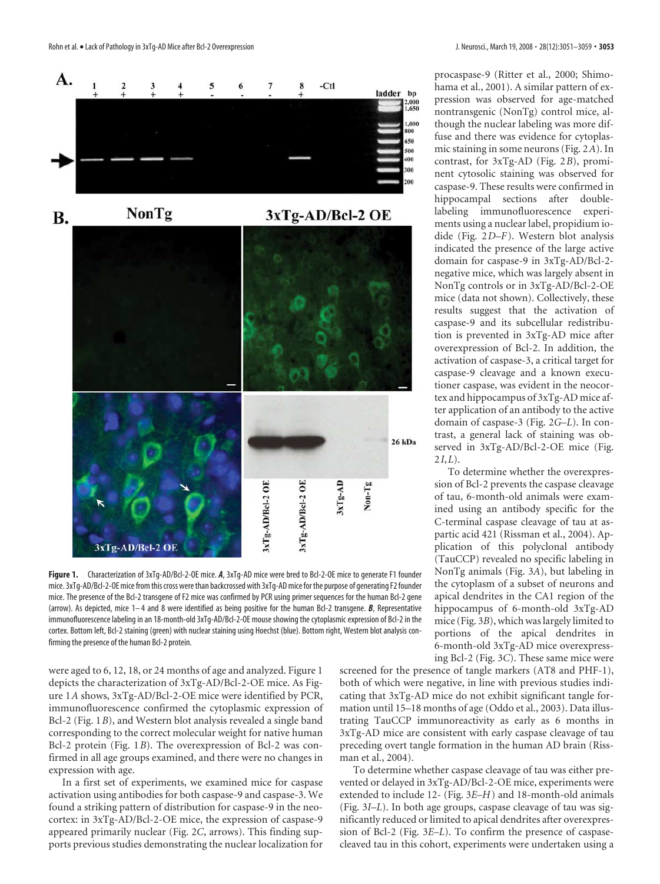A.

1 2 3 4 5 6 7 8 -Ctl
+ + + + - - - +

ladder bp
2,000
1,650
1,000
800
650
500
400
300
200

B.

NonTg

3xTg-AD/Bcl-2 OE

3xTg-AD/Bcl-2 OE

26 kDa

3xTg-AD/Bcl-2 OE
3xTg-AD/Bcl-2 OE
3xTg-AD
Non-Tg

**Figure 1.** Characterization of 3xTg-AD/Bcl-2-OE mice. ***A***, 3xTg-AD mice were bred to Bcl-2-OE mice to generate F1 founder mice. 3xTg-AD/Bcl-2-OE mice from this cross were than backcrossed with 3xTg-AD mice for the purpose of generating F2 founder mice. The presence of the Bcl-2 transgene of F2 mice was confirmed by PCR using primer sequences for the human Bcl-2 gene (arrow). As depicted, mice 1–4 and 8 were identified as being positive for the human Bcl-2 transgene. ***B***, Representative immunofluorescence labeling in an 18-month-old 3xTg-AD/Bcl-2-OE mouse showing the cytoplasmic expression of Bcl-2 in the cortex. Bottom left, Bcl-2 staining (green) with nuclear staining using Hoechst (blue). Bottom right, Western blot analysis confirming the presence of the human Bcl-2 protein.

were aged to 6, 12, 18, or 24 months of age and analyzed. Figure 1 depicts the characterization of 3xTg-AD/Bcl-2-OE mice. As Figure 1*A* shows, 3xTg-AD/Bcl-2-OE mice were identified by PCR, immunofluorescence confirmed the cytoplasmic expression of Bcl-2 (Fig. 1*B*), and Western blot analysis revealed a single band corresponding to the correct molecular weight for native human Bcl-2 protein (Fig. 1*B*). The overexpression of Bcl-2 was confirmed in all age groups examined, and there were no changes in expression with age.

In a first set of experiments, we examined mice for caspase activation using antibodies for both caspase-9 and caspase-3. We found a striking pattern of distribution for caspase-9 in the neocortex: in 3xTg-AD/Bcl-2-OE mice, the expression of caspase-9 appeared primarily nuclear (Fig. 2*C*, arrows). This finding supports previous studies demonstrating the nuclear localization for procaspase-9 (Ritter et al., 2000; Shimohama et al., 2001). A similar pattern of expression was observed for age-matched nontransgenic (NonTg) control mice, although the nuclear labeling was more diffuse and there was evidence for cytoplasmic staining in some neurons (Fig. 2*A*). In contrast, for 3xTg-AD (Fig. 2*B*), prominent cytosolic staining was observed for caspase-9. These results were confirmed in hippocampal sections after double-labeling immunofluorescence experiments using a nuclear label, propidium iodide (Fig. 2*D–F*). Western blot analysis indicated the presence of the large active domain for caspase-9 in 3xTg-AD/Bcl-2-negative mice, which was largely absent in NonTg controls or in 3xTg-AD/Bcl-2-OE mice (data not shown). Collectively, these results suggest that the activation of caspase-9 and its subcellular redistribution is prevented in 3xTg-AD mice after overexpression of Bcl-2. In addition, the activation of caspase-3, a critical target for caspase-9 cleavage and a known executioner caspase, was evident in the neocortex and hippocampus of 3xTg-AD mice after application of an antibody to the active domain of caspase-3 (Fig. 2*G–L*). In contrast, a general lack of staining was observed in 3xTg-AD/Bcl-2-OE mice (Fig. 2*I,L*).

To determine whether the overexpression of Bcl-2 prevents the caspase cleavage of tau, 6-month-old animals were examined using an antibody specific for the C-terminal caspase cleavage of tau at aspartic acid 421 (Rissman et al., 2004). Application of this polyclonal antibody (TauCCP) revealed no specific labeling in NonTg animals (Fig. 3*A*), but labeling in the cytoplasm of a subset of neurons and apical dendrites in the CA1 region of the hippocampus of 6-month-old 3xTg-AD mice (Fig. 3*B*), which was largely limited to portions of the apical dendrites in 6-month-old 3xTg-AD mice overexpressing Bcl-2 (Fig. 3*C*). These same mice were screened for the presence of tangle markers (AT8 and PHF-1), both of which were negative, in line with previous studies indicating that 3xTg-AD mice do not exhibit significant tangle formation until 15–18 months of age (Oddo et al., 2003). Data illustrating TauCCP immunoreactivity as early as 6 months in 3xTg-AD mice are consistent with early caspase cleavage of tau preceding overt tangle formation in the human AD brain (Rissman et al., 2004).

To determine whether caspase cleavage of tau was either prevented or delayed in 3xTg-AD/Bcl-2-OE mice, experiments were extended to include 12- (Fig. 3*E–H*) and 18-month-old animals (Fig. 3*I–L*). In both age groups, caspase cleavage of tau was significantly reduced or limited to apical dendrites after overexpression of Bcl-2 (Fig. 3*E–L*). To confirm the presence of caspase-cleaved tau in this cohort, experiments were undertaken using a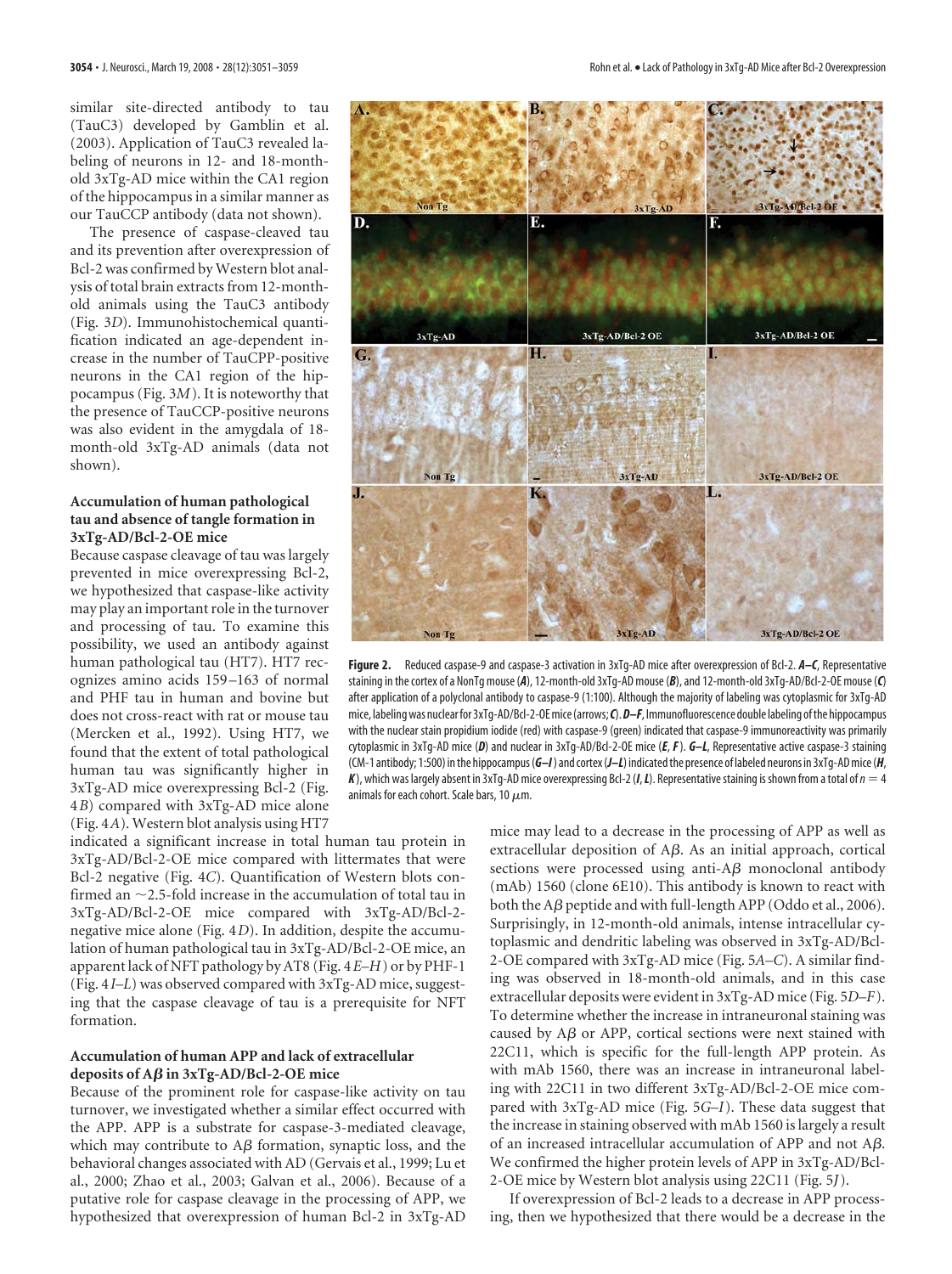similar site-directed antibody to tau (TauC3) developed by Gamblin et al. (2003). Application of TauC3 revealed labeling of neurons in 12- and 18-month-old 3xTg-AD mice within the CA1 region of the hippocampus in a similar manner as our TauCCP antibody (data not shown).

The presence of caspase-cleaved tau and its prevention after overexpression of Bcl-2 was confirmed by Western blot analysis of total brain extracts from 12-month-old animals using the TauC3 antibody (Fig. 3*D*). Immunohistochemical quantification indicated an age-dependent increase in the number of TauCPP-positive neurons in the CA1 region of the hippocampus (Fig. 3*M*). It is noteworthy that the presence of TauCCP-positive neurons was also evident in the amygdala of 18-month-old 3xTg-AD animals (data not shown).

### Accumulation of human pathological tau and absence of tangle formation in 3xTg-AD/Bcl-2-OE mice

Because caspase cleavage of tau was largely prevented in mice overexpressing Bcl-2, we hypothesized that caspase-like activity may play an important role in the turnover and processing of tau. To examine this possibility, we used an antibody against human pathological tau (HT7). HT7 recognizes amino acids 159–163 of normal and PHF tau in human and bovine but does not cross-react with rat or mouse tau (Mercken et al., 1992). Using HT7, we found that the extent of total pathological human tau was significantly higher in 3xTg-AD mice overexpressing Bcl-2 (Fig. 4*B*) compared with 3xTg-AD mice alone (Fig. 4*A*). Western blot analysis using HT7 indicated a significant increase in total human tau protein in 3xTg-AD/Bcl-2-OE mice compared with littermates that were Bcl-2 negative (Fig. 4*C*). Quantification of Western blots confirmed an ~2.5-fold increase in the accumulation of total tau in 3xTg-AD/Bcl-2-OE mice compared with 3xTg-AD/Bcl-2-negative mice alone (Fig. 4*D*). In addition, despite the accumulation of human pathological tau in 3xTg-AD/Bcl-2-OE mice, an apparent lack of NFT pathology by AT8 (Fig. 4*E–H*) or by PHF-1 (Fig. 4*I–L*) was observed compared with 3xTg-AD mice, suggesting that the caspase cleavage of tau is a prerequisite for NFT formation.

### Accumulation of human APP and lack of extracellular deposits of Aβ in 3xTg-AD/Bcl-2-OE mice

Because of the prominent role for caspase-like activity on tau turnover, we investigated whether a similar effect occurred with the APP. APP is a substrate for caspase-3-mediated cleavage, which may contribute to Aβ formation, synaptic loss, and the behavioral changes associated with AD (Gervais et al., 1999; Lu et al., 2000; Zhao et al., 2003; Galvan et al., 2006). Because of a putative role for caspase cleavage in the processing of APP, we hypothesized that overexpression of human Bcl-2 in 3xTg-AD mice may lead to a decrease in the processing of APP as well as extracellular deposition of Aβ. As an initial approach, cortical sections were processed using anti-Aβ monoclonal antibody (mAb) 1560 (clone 6E10). This antibody is known to react with both the Aβ peptide and with full-length APP (Oddo et al., 2006). Surprisingly, in 12-month-old animals, intense intracellular cytoplasmic and dendritic labeling was observed in 3xTg-AD/Bcl-2-OE compared with 3xTg-AD mice (Fig. 5*A–C*). A similar finding was observed in 18-month-old animals, and in this case extracellular deposits were evident in 3xTg-AD mice (Fig. 5*D–F*). To determine whether the increase in intraneuronal staining was caused by Aβ or APP, cortical sections were next stained with 22C11, which is specific for the full-length APP protein. As with mAb 1560, there was an increase in intraneuronal labeling with 22C11 in two different 3xTg-AD/Bcl-2-OE mice compared with 3xTg-AD mice (Fig. 5*G–I*). These data suggest that the increase in staining observed with mAb 1560 is largely a result of an increased intracellular accumulation of APP and not Aβ. We confirmed the higher protein levels of APP in 3xTg-AD/Bcl-2-OE mice by Western blot analysis using 22C11 (Fig. 5*J*).

If overexpression of Bcl-2 leads to a decrease in APP processing, then we hypothesized that there would be a decrease in the

**Figure 2.** Reduced caspase-9 and caspase-3 activation in 3xTg-AD mice after overexpression of Bcl-2. ***A–C***, Representative staining in the cortex of a NonTg mouse (***A***), 12-month-old 3xTg-AD mouse (***B***), and 12-month-old 3xTg-AD/Bcl-2-OE mouse (***C***) after application of a polyclonal antibody to caspase-9 (1:100). Although the majority of labeling was cytoplasmic for 3xTg-AD mice, labeling was nuclear for 3xTg-AD/Bcl-2-OE mice (arrows; ***C***). ***D–F***, Immunofluorescence double labeling of the hippocampus with the nuclear stain propidium iodide (red) with caspase-9 (green) indicated that caspase-9 immunoreactivity was primarily cytoplasmic in 3xTg-AD mice (***D***) and nuclear in 3xTg-AD/Bcl-2-OE mice (***E***, ***F***). ***G–L***, Representative active caspase-3 staining (CM-1 antibody; 1:500) in the hippocampus (***G–I***) and cortex (***J–L***) indicated the presence of labeled neurons in 3xTg-AD mice (***H***, ***K***), which was largely absent in 3xTg-AD mice overexpressing Bcl-2 (***I***, ***L***). Representative staining is shown from a total of $n = 4$ animals for each cohort. Scale bars, 10 μm.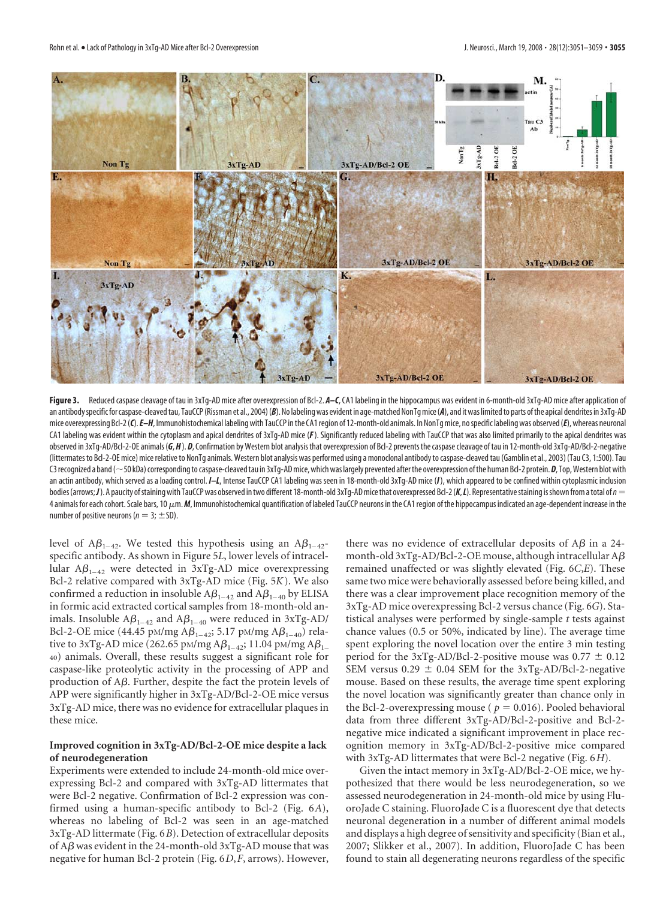A.

Non Tg

B.

3xTg-AD

C.

3xTg-AD/Bcl-2 OE

D.

actin

50 kDa

Tau C3 Ab

NonTg

3xTg-AD

Bcl-2 OE

Bcl-2 OE

M.

Number of labeled neurons CA1

NonTg

6 month 3xTg-AD

12 month 3xTg-AD

18 month 3xTg-AD

E.

Non Tg

F.

3xTg-AD

G.

3xTg-AD/Bcl-2 OE

H.

3xTg-AD/Bcl-2 OE

I.

3xTg-AD

J.

3xTg-AD

K.

3xTg-AD/Bcl-2 OE

L.

3xTg-AD/Bcl-2 OE

**Figure 3.** Reduced caspase cleavage of tau in 3xTg-AD mice after overexpression of Bcl-2. ***A–C***, CA1 labeling in the hippocampus was evident in 6-month-old 3xTg-AD mice after application of an antibody specific for caspase-cleaved tau, TauCCP (Rissman et al., 2004) (***B***). No labeling was evident in age-matched NonTg mice (***A***), and it was limited to parts of the apical dendrites in 3xTg-AD mice overexpressing Bcl-2 (***C***). ***E–H***, Immunohistochemical labeling with TauCCP in the CA1 region of 12-month-old animals. In NonTg mice, no specific labeling was observed (***E***), whereas neuronal CA1 labeling was evident within the cytoplasm and apical dendrites of 3xTg-AD mice (***F***). Significantly reduced labeling with TauCCP that was also limited primarily to the apical dendrites was observed in 3xTg-AD/Bcl-2-OE animals (***G***, ***H***). ***D***, Confirmation by Western blot analysis that overexpression of Bcl-2 prevents the caspase cleavage of tau in 12-month-old 3xTg-AD/Bcl-2-negative (littermates to Bcl-2-OE mice) mice relative to NonTg animals. Western blot analysis was performed using a monoclonal antibody to caspase-cleaved tau (Gamblin et al., 2003) (Tau C3, 1:500). Tau C3 recognized a band (~50 kDa) corresponding to caspase-cleaved tau in 3xTg-AD mice, which was largely prevented after the overexpression of the human Bcl-2 protein. ***D***, Top, Western blot with an actin antibody, which served as a loading control. ***I–L***, Intense TauCCP CA1 labeling was seen in 18-month-old 3xTg-AD mice (***I***), which appeared to be confined within cytoplasmic inclusion bodies (arrows; ***J***). A paucity of staining with TauCCP was observed in two different 18-month-old 3xTg-AD mice that overexpressed Bcl-2 (***K***, ***L***). Representative staining is shown from a total of $n = 4$ animals for each cohort. Scale bars, 10 μm. ***M***, Immunohistochemical quantification of labeled TauCCP neurons in the CA1 region of the hippocampus indicated an age-dependent increase in the number of positive neurons ($n = 3$; ±SD).

level of $A\beta_{1-42}$. We tested this hypothesis using an $A\beta_{1-42}$-specific antibody. As shown in Figure 5*L*, lower levels of intracellular $A\beta_{1-42}$ were detected in 3xTg-AD mice overexpressing Bcl-2 relative compared with 3xTg-AD mice (Fig. 5*K*). We also confirmed a reduction in insoluble $A\beta_{1-42}$ and $A\beta_{1-40}$ by ELISA in formic acid extracted cortical samples from 18-month-old animals. Insoluble $A\beta_{1-42}$ and $A\beta_{1-40}$ were reduced in 3xTg-AD/Bcl-2-OE mice (44.45 pM/mg $A\beta_{1-42}$; 5.17 pM/mg $A\beta_{1-40}$) relative to 3xTg-AD mice (262.65 pM/mg $A\beta_{1-42}$; 11.04 pM/mg $A\beta_{1-40}$) animals. Overall, these results suggest a significant role for caspase-like proteolytic activity in the processing of APP and production of Aβ. Further, despite the fact the protein levels of APP were significantly higher in 3xTg-AD/Bcl-2-OE mice versus 3xTg-AD mice, there was no evidence for extracellular plaques in these mice.

### Improved cognition in 3xTg-AD/Bcl-2-OE mice despite a lack of neurodegeneration

Experiments were extended to include 24-month-old mice overexpressing Bcl-2 and compared with 3xTg-AD littermates that were Bcl-2 negative. Confirmation of Bcl-2 expression was confirmed using a human-specific antibody to Bcl-2 (Fig. 6*A*), whereas no labeling of Bcl-2 was seen in an age-matched 3xTg-AD littermate (Fig. 6*B*). Detection of extracellular deposits of Aβ was evident in the 24-month-old 3xTg-AD mouse that was negative for human Bcl-2 protein (Fig. 6*D*,*F*, arrows). However, there was no evidence of extracellular deposits of Aβ in a 24-month-old 3xTg-AD/Bcl-2-OE mouse, although intracellular Aβ remained unaffected or was slightly elevated (Fig. 6*C*,*E*). These same two mice were behaviorally assessed before being killed, and there was a clear improvement place recognition memory of the 3xTg-AD mice overexpressing Bcl-2 versus chance (Fig. 6*G*). Statistical analyses were performed by single-sample *t* tests against chance values (0.5 or 50%, indicated by line). The average time spent exploring the novel location over the entire 3 min testing period for the 3xTg-AD/Bcl-2-positive mouse was 0.77 ± 0.12 SEM versus 0.29 ± 0.04 SEM for the 3xTg-AD/Bcl-2-negative mouse. Based on these results, the average time spent exploring the novel location was significantly greater than chance only in the Bcl-2-overexpressing mouse ($p = 0.016$). Pooled behavioral data from three different 3xTg-AD/Bcl-2-positive and Bcl-2-negative mice indicated a significant improvement in place recognition memory in 3xTg-AD/Bcl-2-positive mice compared with 3xTg-AD littermates that were Bcl-2 negative (Fig. 6*H*).

Given the intact memory in 3xTg-AD/Bcl-2-OE mice, we hypothesized that there would be less neurodegeneration, so we assessed neurodegeneration in 24-month-old mice by using FluoroJade C staining. FluoroJade C is a fluorescent dye that detects neuronal degeneration in a number of different animal models and displays a high degree of sensitivity and specificity (Bian et al., 2007; Slikker et al., 2007). In addition, FluoroJade C has been found to stain all degenerating neurons regardless of the specific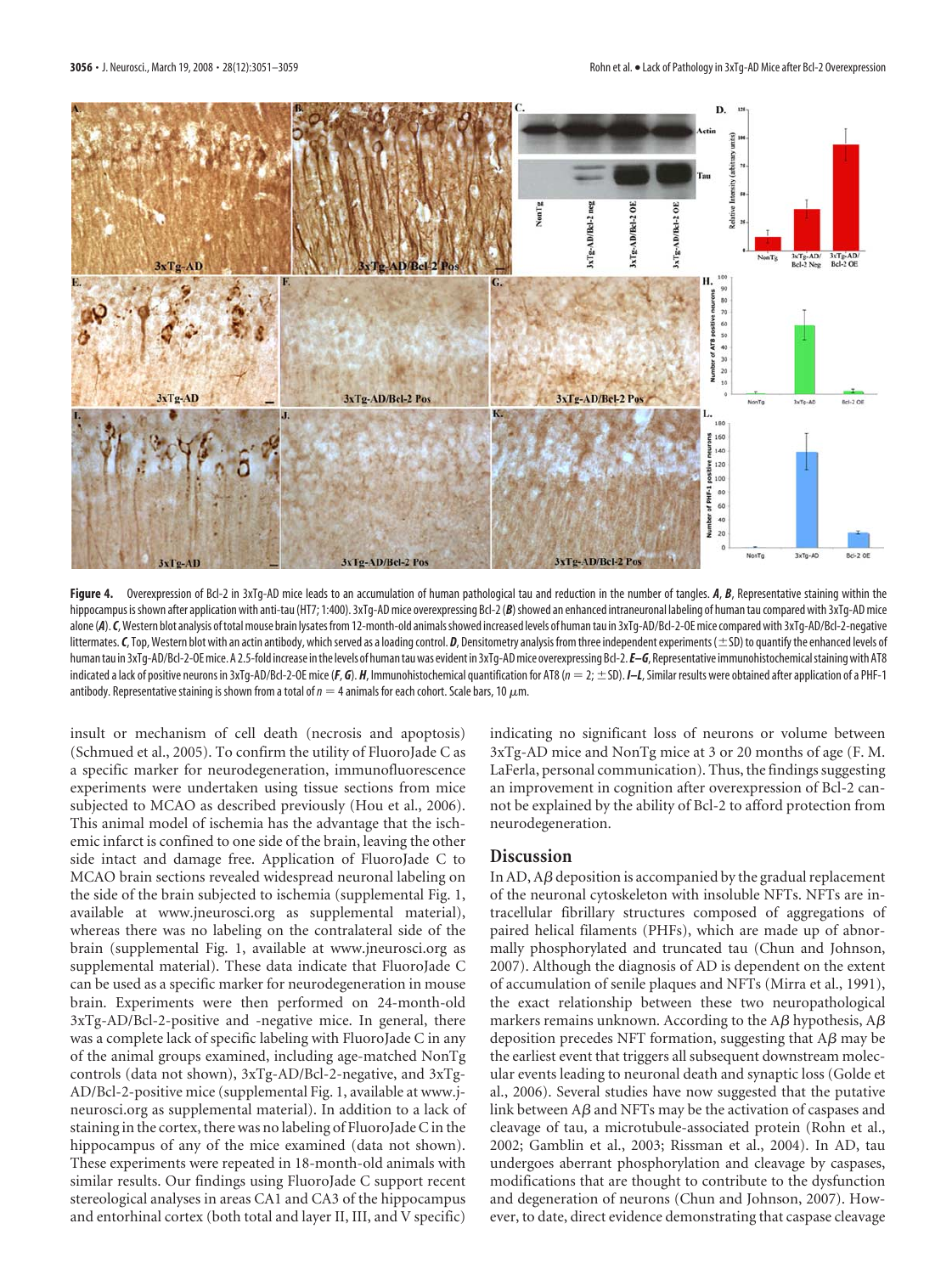A.

3xTg-AD

B.

3xTg-AD/Bcl-2 Pos

C.

Actin

Tau

NonTg

3xTg-AD/Bcl-2 neg

3xTg-AD/Bcl-2 OE

3xTg-AD/Bcl-2 OE

D.

Relative Intensity (arbitrary units)

125

100

75

50

25

0

NonTg

3xTg-AD/ Bcl-2 Neg

3xTg-AD/ Bcl-2 OE

E.

3xTg-AD

F.

3xTg-AD/Bcl-2 Pos

G.

3xTg-AD/Bcl-2 Pos

H.

Number of AT8 positive neurons

100

90

80

70

60

50

40

30

20

10

0

NonTg

3xTg-AD

Bcl-2 OE

I.

3xTg-AD

J.

3xTg-AD/Bcl-2 Pos

K.

3xTg-AD/Bcl-2 Pos

L.

Number of PHF-1 positive neurons

180

160

140

120

100

80

60

40

20

0

NonTg

3xTg-AD

Bcl-2 OE

**Figure 4.** Overexpression of Bcl-2 in 3xTg-AD mice leads to an accumulation of human pathological tau and reduction in the number of tangles. ***A***, ***B***, Representative staining within the hippocampus is shown after application with anti-tau (HT7; 1:400). 3xTg-AD mice overexpressing Bcl-2 (***B***) showed an enhanced intraneuronal labeling of human tau compared with 3xTg-AD mice alone (***A***). ***C***, Western blot analysis of total mouse brain lysates from 12-month-old animals showed increased levels of human tau in 3xTg-AD/Bcl-2-OE mice compared with 3xTg-AD/Bcl-2-negative littermates. ***C***, Top, Western blot with an actin antibody, which served as a loading control. ***D***, Densitometry analysis from three independent experiments (±SD) to quantify the enhanced levels of human tau in 3xTg-AD/Bcl-2-OE mice. A 2.5-fold increase in the levels of human tau was evident in 3xTg-AD mice overexpressing Bcl-2. ***E–G***, Representative immunohistochemical staining with AT8 indicated a lack of positive neurons in 3xTg-AD/Bcl-2-OE mice (***F***, ***G***). ***H***, Immunohistochemical quantification for AT8 ($n = 2$; ±SD). ***I–L***, Similar results were obtained after application of a PHF-1 antibody. Representative staining is shown from a total of $n = 4$ animals for each cohort. Scale bars, 10 $\mu$m.

insult or mechanism of cell death (necrosis and apoptosis) (Schmued et al., 2005). To confirm the utility of FluoroJade C as a specific marker for neurodegeneration, immunofluorescence experiments were undertaken using tissue sections from mice subjected to MCAO as described previously (Hou et al., 2006). This animal model of ischemia has the advantage that the ischemic infarct is confined to one side of the brain, leaving the other side intact and damage free. Application of FluoroJade C to MCAO brain sections revealed widespread neuronal labeling on the side of the brain subjected to ischemia (supplemental Fig. 1, available at www.jneurosci.org as supplemental material), whereas there was no labeling on the contralateral side of the brain (supplemental Fig. 1, available at www.jneurosci.org as supplemental material). These data indicate that FluoroJade C can be used as a specific marker for neurodegeneration in mouse brain. Experiments were then performed on 24-month-old 3xTg-AD/Bcl-2-positive and -negative mice. In general, there was a complete lack of specific labeling with FluoroJade C in any of the animal groups examined, including age-matched NonTg controls (data not shown), 3xTg-AD/Bcl-2-negative, and 3xTg-AD/Bcl-2-positive mice (supplemental Fig. 1, available at www.jneurosci.org as supplemental material). In addition to a lack of staining in the cortex, there was no labeling of FluoroJade C in the hippocampus of any of the mice examined (data not shown). These experiments were repeated in 18-month-old animals with similar results. Our findings using FluoroJade C support recent stereological analyses in areas CA1 and CA3 of the hippocampus and entorhinal cortex (both total and layer II, III, and V specific) indicating no significant loss of neurons or volume between 3xTg-AD mice and NonTg mice at 3 or 20 months of age (F. M. LaFerla, personal communication). Thus, the findings suggesting an improvement in cognition after overexpression of Bcl-2 cannot be explained by the ability of Bcl-2 to afford protection from neurodegeneration.

## Discussion

In AD, A$\beta$ deposition is accompanied by the gradual replacement of the neuronal cytoskeleton with insoluble NFTs. NFTs are intracellular fibrillary structures composed of aggregations of paired helical filaments (PHFs), which are made up of abnormally phosphorylated and truncated tau (Chun and Johnson, 2007). Although the diagnosis of AD is dependent on the extent of accumulation of senile plaques and NFTs (Mirra et al., 1991), the exact relationship between these two neuropathological markers remains unknown. According to the A$\beta$ hypothesis, A$\beta$ deposition precedes NFT formation, suggesting that A$\beta$ may be the earliest event that triggers all subsequent downstream molecular events leading to neuronal death and synaptic loss (Golde et al., 2006). Several studies have now suggested that the putative link between A$\beta$ and NFTs may be the activation of caspases and cleavage of tau, a microtubule-associated protein (Rohn et al., 2002; Gamblin et al., 2003; Rissman et al., 2004). In AD, tau undergoes aberrant phosphorylation and cleavage by caspases, modifications that are thought to contribute to the dysfunction and degeneration of neurons (Chun and Johnson, 2007). However, to date, direct evidence demonstrating that caspase cleavage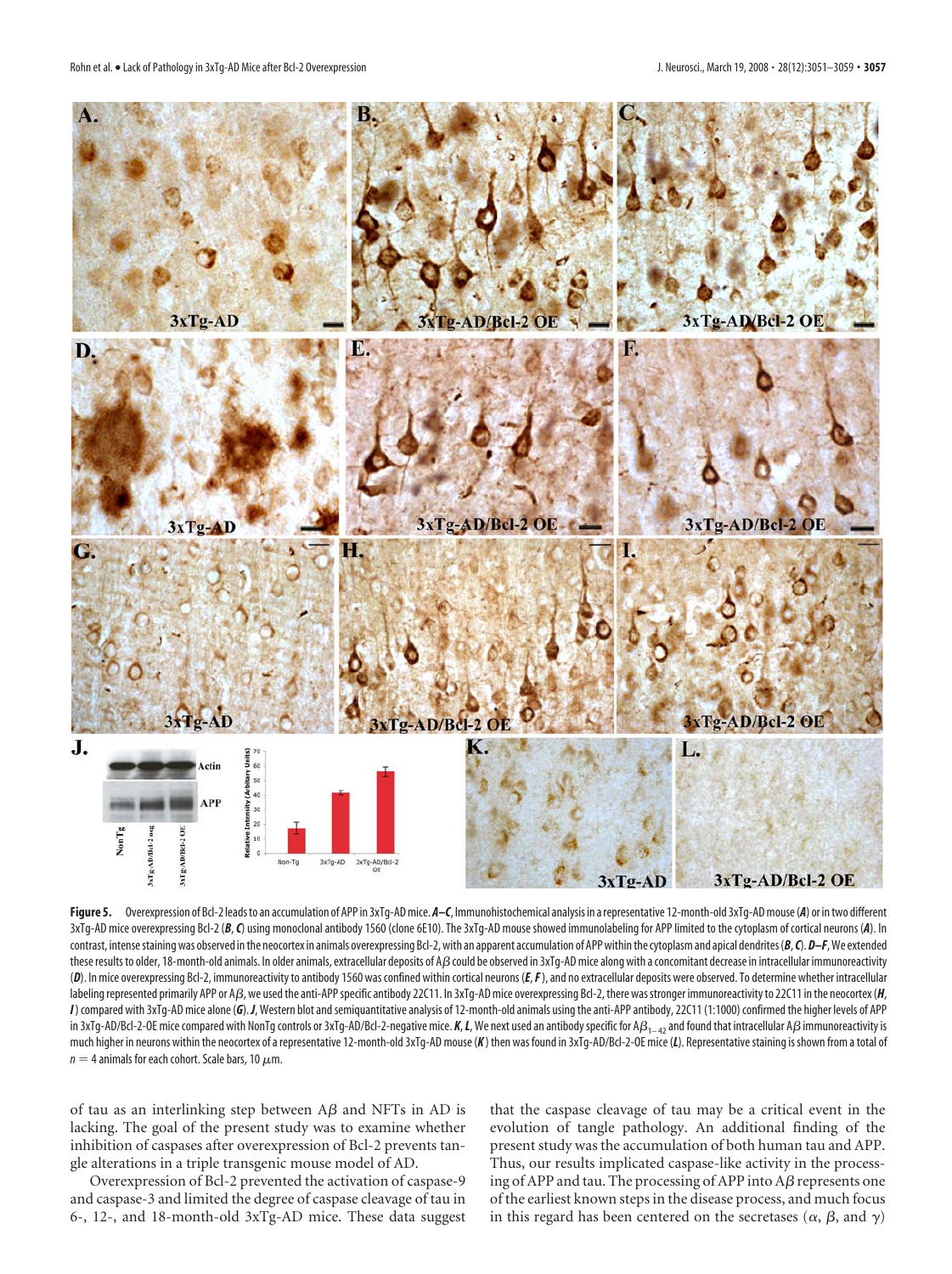A. 3xTg-AD
B. 3xTg-AD/Bcl-2 OE
C. 3xTg-AD/Bcl-2 OE
D. 3xTg-AD
E. 3xTg-AD/Bcl-2 OE
F. 3xTg-AD/Bcl-2 OE
G. 3xTg-AD
H. 3xTg-AD/Bcl-2 OE
I. 3xTg-AD/Bcl-2 OE
J.
Actin
APP
NonTg
3xTg-AD/Bcl-2 neg
3xTg-AD/Bcl-2 OE
Relative Intensity (Arbitary Units)
0
10
20
30
40
50
60
70
Non-Tg
3xTg-AD
3xTg-AD/Bcl-2 OE
K. 3xTg-AD
L. 3xTg-AD/Bcl-2 OE

**Figure 5.** Overexpression of Bcl-2 leads to an accumulation of APP in 3xTg-AD mice. ***A–C***, Immunohistochemical analysis in a representative 12-month-old 3xTg-AD mouse (***A***) or in two different 3xTg-AD mice overexpressing Bcl-2 (***B***, ***C***) using monoclonal antibody 1560 (clone 6E10). The 3xTg-AD mouse showed immunolabeling for APP limited to the cytoplasm of cortical neurons (***A***). In contrast, intense staining was observed in the neocortex in animals overexpressing Bcl-2, with an apparent accumulation of APP within the cytoplasm and apical dendrites (***B***, ***C***). ***D–F***, We extended these results to older, 18-month-old animals. In older animals, extracellular deposits of Aβ could be observed in 3xTg-AD mice along with a concomitant decrease in intracellular immunoreactivity (***D***). In mice overexpressing Bcl-2, immunoreactivity to antibody 1560 was confined within cortical neurons (***E***, ***F***), and no extracellular deposits were observed. To determine whether intracellular labeling represented primarily APP or Aβ, we used the anti-APP specific antibody 22C11. In 3xTg-AD mice overexpressing Bcl-2, there was stronger immunoreactivity to 22C11 in the neocortex (***H***, ***I***) compared with 3xTg-AD mice alone (***G***). ***J***, Western blot and semiquantitative analysis of 12-month-old animals using the anti-APP antibody, 22C11 (1:1000) confirmed the higher levels of APP in 3xTg-AD/Bcl-2-OE mice compared with NonTg controls or 3xTg-AD/Bcl-2-negative mice. ***K***, ***L***, We next used an antibody specific for $A\beta_{1-42}$ and found that intracellular Aβ immunoreactivity is much higher in neurons within the neocortex of a representative 12-month-old 3xTg-AD mouse (***K***) then was found in 3xTg-AD/Bcl-2-OE mice (***L***). Representative staining is shown from a total of $n = 4$ animals for each cohort. Scale bars, 10 μm.

of tau as an interlinking step between Aβ and NFTs in AD is lacking. The goal of the present study was to examine whether inhibition of caspases after overexpression of Bcl-2 prevents tangle alterations in a triple transgenic mouse model of AD.

Overexpression of Bcl-2 prevented the activation of caspase-9 and caspase-3 and limited the degree of caspase cleavage of tau in 6-, 12-, and 18-month-old 3xTg-AD mice. These data suggest that the caspase cleavage of tau may be a critical event in the evolution of tangle pathology. An additional finding of the present study was the accumulation of both human tau and APP. Thus, our results implicated caspase-like activity in the processing of APP and tau. The processing of APP into Aβ represents one of the earliest known steps in the disease process, and much focus in this regard has been centered on the secretases (α, β, and γ)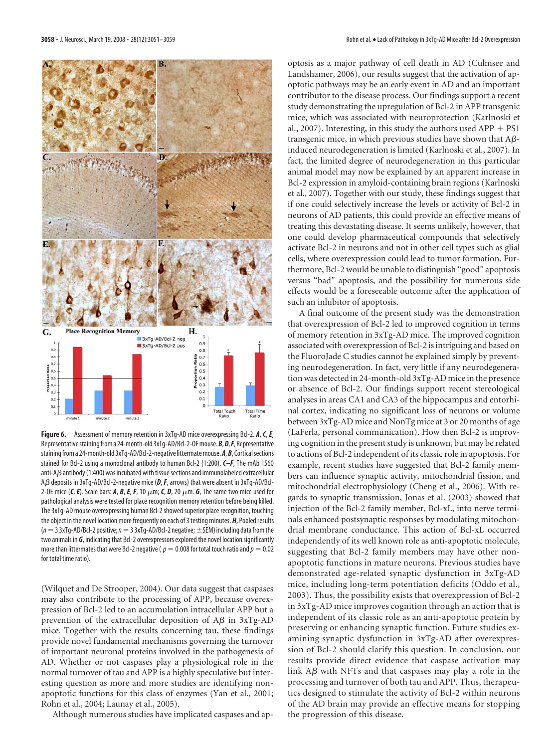**Figure 6.** Assessment of memory retention in 3xTg-AD mice overexpressing Bcl-2. ***A***, ***C***, ***E***, Representative staining from a 24-month-old 3xTg-AD/Bcl-2-OE mouse. ***B***, ***D***, ***F***, Representative staining from a 24-month-old 3xTg-AD/Bcl-2-negative littermate mouse. ***A***, ***B***, Cortical sections stained for Bcl-2 using a monoclonal antibody to human Bcl-2 (1:200). ***C–F***, The mAb 1560 anti-Aβ antibody (1:400) was incubated with tissue sections and immunolabeled extracellular Aβ deposits in 3xTg-AD/Bcl-2-negative mice (***D***, ***F***, arrows) that were absent in 3xTg-AD/Bcl-2-OE mice (***C***, ***E***). Scale bars: ***A***, ***B***, ***E***, ***F***, 10 μm; ***C***, ***D***, 20 μm. ***G***, The same two mice used for pathological analysis were tested for place recognition memory retention before being killed. The 3xTg-AD mouse overexpressing human Bcl-2 showed superior place recognition, touching the object in the novel location more frequently on each of 3 testing minutes. ***H***, Pooled results ($n = 3$ 3xTg-AD/Bcl-2 positive; $n = 3$ 3xTg-AD/Bcl-2 negative; ±SEM) including data from the two animals in ***G***, indicating that Bcl-2 overexpressors explored the novel location significantly more than littermates that were Bcl-2 negative ($p = 0.008$ for total touch ratio and $p = 0.02$ for total time ratio).

(Wilquet and De Strooper, 2004). Our data suggest that caspases may also contribute to the processing of APP, because overexpression of Bcl-2 led to an accumulation intracellular APP but a prevention of the extracellular deposition of Aβ in 3xTg-AD mice. Together with the results concerning tau, these findings provide novel fundamental mechanisms governing the turnover of important neuronal proteins involved in the pathogenesis of AD. Whether or not caspases play a physiological role in the normal turnover of tau and APP is a highly speculative but interesting question as more and more studies are identifying nonapoptotic functions for this class of enzymes (Yan et al., 2001; Rohn et al., 2004; Launay et al., 2005).

Although numerous studies have implicated caspases and apoptosis as a major pathway of cell death in AD (Culmsee and Landshamer, 2006), our results suggest that the activation of apoptotic pathways may be an early event in AD and an important contributor to the disease process. Our findings support a recent study demonstrating the upregulation of Bcl-2 in APP transgenic mice, which was associated with neuroprotection (Karlnoski et al., 2007). Interesting, in this study the authors used APP + PS1 transgenic mice, in which previous studies have shown that Aβ-induced neurodegeneration is limited (Karlnoski et al., 2007). In fact, the limited degree of neurodegeneration in this particular animal model may now be explained by an apparent increase in Bcl-2 expression in amyloid-containing brain regions (Karlnoski et al., 2007). Together with our study, these findings suggest that if one could selectively increase the levels or activity of Bcl-2 in neurons of AD patients, this could provide an effective means of treating this devastating disease. It seems unlikely, however, that one could develop pharmaceutical compounds that selectively activate Bcl-2 in neurons and not in other cell types such as glial cells, where overexpression could lead to tumor formation. Furthermore, Bcl-2 would be unable to distinguish "good" apoptosis versus "bad" apoptosis, and the possibility for numerous side effects would be a foreseeable outcome after the application of such an inhibitor of apoptosis.

A final outcome of the present study was the demonstration that overexpression of Bcl-2 led to improved cognition in terms of memory retention in 3xTg-AD mice. The improved cognition associated with overexpression of Bcl-2 is intriguing and based on the FluoroJade C studies cannot be explained simply by preventing neurodegeneration. In fact, very little if any neurodegeneration was detected in 24-month-old 3xTg-AD mice in the presence or absence of Bcl-2. Our findings support recent stereological analyses in areas CA1 and CA3 of the hippocampus and entorhinal cortex, indicating no significant loss of neurons or volume between 3xTg-AD mice and NonTg mice at 3 or 20 months of age (LaFerla, personal communication). How then Bcl-2 is improving cognition in the present study is unknown, but may be related to actions of Bcl-2 independent of its classic role in apoptosis. For example, recent studies have suggested that Bcl-2 family members can influence synaptic activity, mitochondrial fission, and mitochondrial electrophysiology (Cheng et al., 2006). With regards to synaptic transmission, Jonas et al. (2003) showed that injection of the Bcl-2 family member, Bcl-xL, into nerve terminals enhanced postsynaptic responses by modulating mitochondrial membrane conductance. This action of Bcl-xL occurred independently of its well known role as anti-apoptotic molecule, suggesting that Bcl-2 family members may have other nonapoptotic functions in mature neurons. Previous studies have demonstrated age-related synaptic dysfunction in 3xTg-AD mice, including long-term potentiation deficits (Oddo et al., 2003). Thus, the possibility exists that overexpression of Bcl-2 in 3xTg-AD mice improves cognition through an action that is independent of its classic role as an anti-apoptotic protein by preserving or enhancing synaptic function. Future studies examining synaptic dysfunction in 3xTg-AD after overexpression of Bcl-2 should clarify this question. In conclusion, our results provide direct evidence that caspase activation may link Aβ with NFTs and that caspases may play a role in the processing and turnover of both tau and APP. Thus, therapeutics designed to stimulate the activity of Bcl-2 within neurons of the AD brain may provide an effective means for stopping the progression of this disease.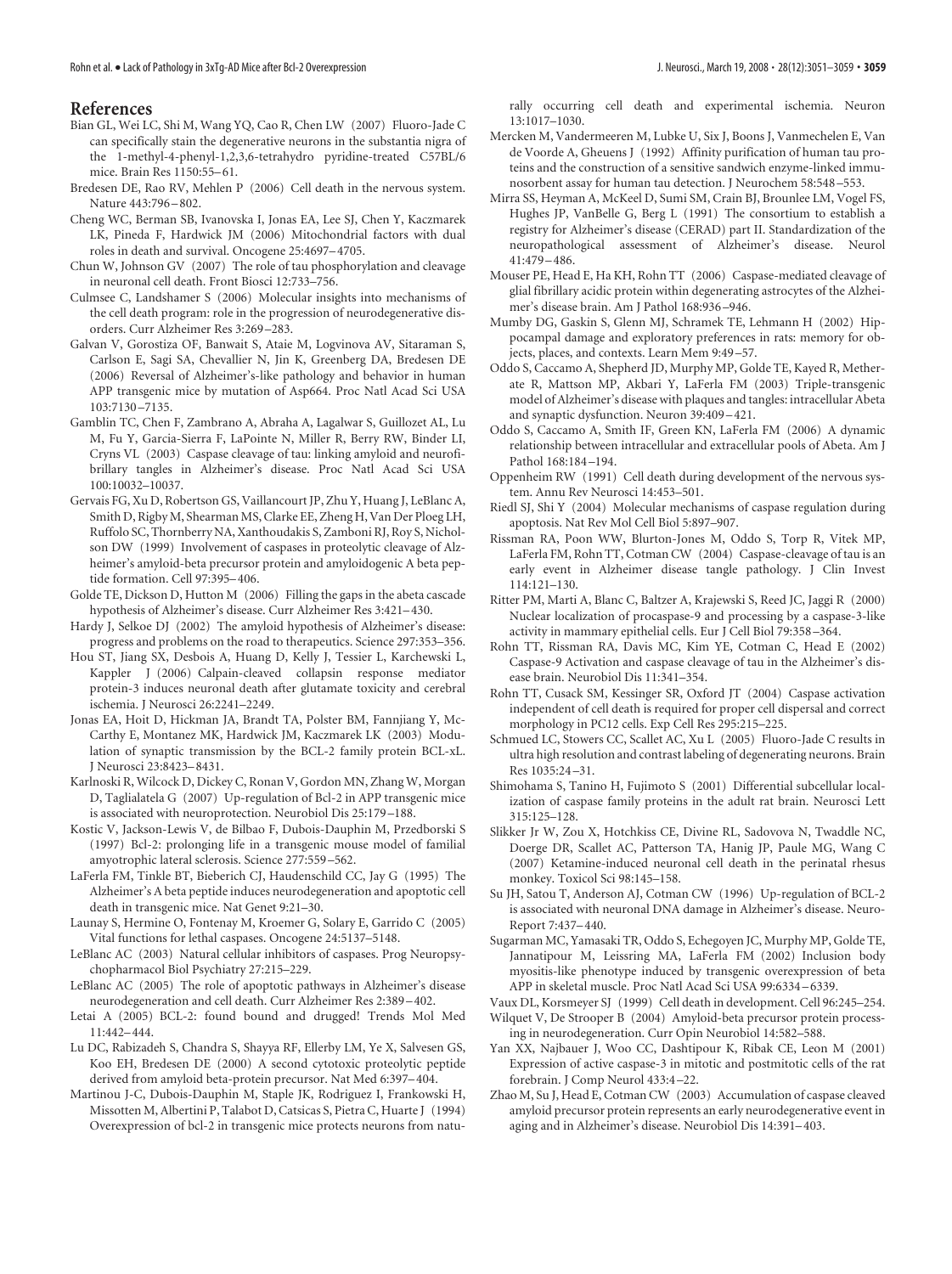## References

Bian GL, Wei LC, Shi M, Wang YQ, Cao R, Chen LW (2007) Fluoro-Jade C can specifically stain the degenerative neurons in the substantia nigra of the 1-methyl-4-phenyl-1,2,3,6-tetrahydro pyridine-treated C57BL/6 mice. Brain Res 1150:55–61.

Bredesen DE, Rao RV, Mehlen P (2006) Cell death in the nervous system. Nature 443:796–802.

Cheng WC, Berman SB, Ivanovska I, Jonas EA, Lee SJ, Chen Y, Kaczmarek LK, Pineda F, Hardwick JM (2006) Mitochondrial factors with dual roles in death and survival. Oncogene 25:4697–4705.

Chun W, Johnson GV (2007) The role of tau phosphorylation and cleavage in neuronal cell death. Front Biosci 12:733–756.

Culmsee C, Landshamer S (2006) Molecular insights into mechanisms of the cell death program: role in the progression of neurodegenerative disorders. Curr Alzheimer Res 3:269–283.

Galvan V, Gorostiza OF, Banwait S, Ataie M, Logvinova AV, Sitaraman S, Carlson E, Sagi SA, Chevallier N, Jin K, Greenberg DA, Bredesen DE (2006) Reversal of Alzheimer's-like pathology and behavior in human APP transgenic mice by mutation of Asp664. Proc Natl Acad Sci USA 103:7130–7135.

Gamblin TC, Chen F, Zambrano A, Abraha A, Lagalwar S, Guillozet AL, Lu M, Fu Y, Garcia-Sierra F, LaPointe N, Miller R, Berry RW, Binder LI, Cryns VL (2003) Caspase cleavage of tau: linking amyloid and neurofibrillary tangles in Alzheimer's disease. Proc Natl Acad Sci USA 100:10032–10037.

Gervais FG, Xu D, Robertson GS, Vaillancourt JP, Zhu Y, Huang J, LeBlanc A, Smith D, Rigby M, Shearman MS, Clarke EE, Zheng H, Van Der Ploeg LH, Ruffolo SC, Thornberry NA, Xanthoudakis S, Zamboni RJ, Roy S, Nicholson DW (1999) Involvement of caspases in proteolytic cleavage of Alzheimer's amyloid-beta precursor protein and amyloidogenic A beta peptide formation. Cell 97:395–406.

Golde TE, Dickson D, Hutton M (2006) Filling the gaps in the abeta cascade hypothesis of Alzheimer's disease. Curr Alzheimer Res 3:421–430.

Hardy J, Selkoe DJ (2002) The amyloid hypothesis of Alzheimer's disease: progress and problems on the road to therapeutics. Science 297:353–356.

Hou ST, Jiang SX, Desbois A, Huang D, Kelly J, Tessier L, Karchewski L, Kappler J (2006) Calpain-cleaved collapsin response mediator protein-3 induces neuronal death after glutamate toxicity and cerebral ischemia. J Neurosci 26:2241–2249.

Jonas EA, Hoit D, Hickman JA, Brandt TA, Polster BM, Fannjiang Y, McCarthy E, Montanez MK, Hardwick JM, Kaczmarek LK (2003) Modulation of synaptic transmission by the BCL-2 family protein BCL-xL. J Neurosci 23:8423–8431.

Karlnoski R, Wilcock D, Dickey C, Ronan V, Gordon MN, Zhang W, Morgan D, Taglialatela G (2007) Up-regulation of Bcl-2 in APP transgenic mice is associated with neuroprotection. Neurobiol Dis 25:179–188.

Kostic V, Jackson-Lewis V, de Bilbao F, Dubois-Dauphin M, Przedborski S (1997) Bcl-2: prolonging life in a transgenic mouse model of familial amyotrophic lateral sclerosis. Science 277:559–562.

LaFerla FM, Tinkle BT, Bieberich CJ, Haudenschild CC, Jay G (1995) The Alzheimer's A beta peptide induces neurodegeneration and apoptotic cell death in transgenic mice. Nat Genet 9:21–30.

Launay S, Hermine O, Fontenay M, Kroemer G, Solary E, Garrido C (2005) Vital functions for lethal caspases. Oncogene 24:5137–5148.

LeBlanc AC (2003) Natural cellular inhibitors of caspases. Prog Neuropsychopharmacol Biol Psychiatry 27:215–229.

LeBlanc AC (2005) The role of apoptotic pathways in Alzheimer's disease neurodegeneration and cell death. Curr Alzheimer Res 2:389–402.

Letai A (2005) BCL-2: found bound and drugged! Trends Mol Med 11:442–444.

Lu DC, Rabizadeh S, Chandra S, Shayya RF, Ellerby LM, Ye X, Salvesen GS, Koo EH, Bredesen DE (2000) A second cytotoxic proteolytic peptide derived from amyloid beta-protein precursor. Nat Med 6:397–404.

Martinou J-C, Dubois-Dauphin M, Staple JK, Rodriguez I, Frankowski H, Missotten M, Albertini P, Talabot D, Catsicas S, Pietra C, Huarte J (1994) Overexpression of bcl-2 in transgenic mice protects neurons from naturally occurring cell death and experimental ischemia. Neuron 13:1017–1030.

Mercken M, Vandermeeren M, Lubke U, Six J, Boons J, Vanmechelen E, Van de Voorde A, Gheuens J (1992) Affinity purification of human tau proteins and the construction of a sensitive sandwich enzyme-linked immunosorbent assay for human tau detection. J Neurochem 58:548–553.

Mirra SS, Heyman A, McKeel D, Sumi SM, Crain BJ, Brounlee LM, Vogel FS, Hughes JP, VanBelle G, Berg L (1991) The consortium to establish a registry for Alzheimer's disease (CERAD) part II. Standardization of the neuropathological assessment of Alzheimer's disease. Neurol 41:479–486.

Mouser PE, Head E, Ha KH, Rohn TT (2006) Caspase-mediated cleavage of glial fibrillary acidic protein within degenerating astrocytes of the Alzheimer's disease brain. Am J Pathol 168:936–946.

Mumby DG, Gaskin S, Glenn MJ, Schramek TE, Lehmann H (2002) Hippocampal damage and exploratory preferences in rats: memory for objects, places, and contexts. Learn Mem 9:49–57.

Oddo S, Caccamo A, Shepherd JD, Murphy MP, Golde TE, Kayed R, Metherate R, Mattson MP, Akbari Y, LaFerla FM (2003) Triple-transgenic model of Alzheimer's disease with plaques and tangles: intracellular Abeta and synaptic dysfunction. Neuron 39:409–421.

Oddo S, Caccamo A, Smith IF, Green KN, LaFerla FM (2006) A dynamic relationship between intracellular and extracellular pools of Abeta. Am J Pathol 168:184–194.

Oppenheim RW (1991) Cell death during development of the nervous system. Annu Rev Neurosci 14:453–501.

Riedl SJ, Shi Y (2004) Molecular mechanisms of caspase regulation during apoptosis. Nat Rev Mol Cell Biol 5:897–907.

Rissman RA, Poon WW, Blurton-Jones M, Oddo S, Torp R, Vitek MP, LaFerla FM, Rohn TT, Cotman CW (2004) Caspase-cleavage of tau is an early event in Alzheimer disease tangle pathology. J Clin Invest 114:121–130.

Ritter PM, Marti A, Blanc C, Baltzer A, Krajewski S, Reed JC, Jaggi R (2000) Nuclear localization of procaspase-9 and processing by a caspase-3-like activity in mammary epithelial cells. Eur J Cell Biol 79:358–364.

Rohn TT, Rissman RA, Davis MC, Kim YE, Cotman CW, Head E (2002) Caspase-9 Activation and caspase cleavage of tau in the Alzheimer's disease brain. Neurobiol Dis 11:341–354.

Rohn TT, Cusack SM, Kessinger SR, Oxford JT (2004) Caspase activation independent of cell death is required for proper cell dispersal and correct morphology in PC12 cells. Exp Cell Res 295:215–225.

Schmued LC, Stowers CC, Scallet AC, Xu L (2005) Fluoro-Jade C results in ultra high resolution and contrast labeling of degenerating neurons. Brain Res 1035:24–31.

Shimohama S, Tanino H, Fujimoto S (2001) Differential subcellular localization of caspase family proteins in the adult rat brain. Neurosci Lett 315:125–128.

Slikker Jr W, Zou X, Hotchkiss CE, Divine RL, Sadovova N, Twaddle NC, Doerge DR, Scallet AC, Patterson TA, Hanig JP, Paule MG, Wang C (2007) Ketamine-induced neuronal cell death in the perinatal rhesus monkey. Toxicol Sci 98:145–158.

Su JH, Satou T, Anderson AJ, Cotman CW (1996) Up-regulation of BCL-2 is associated with neuronal DNA damage in Alzheimer's disease. NeuroReport 7:437–440.

Sugarman MC, Yamasaki TR, Oddo S, Echegoyen JC, Murphy MP, Golde TE, Jannatipour M, Leissring MA, LaFerla FM (2002) Inclusion body myositis-like phenotype induced by transgenic overexpression of beta APP in skeletal muscle. Proc Natl Acad Sci USA 99:6334–6339.

Vaux DL, Korsmeyer SJ (1999) Cell death in development. Cell 96:245–254.

Wilquet V, De Strooper B (2004) Amyloid-beta precursor protein processing in neurodegeneration. Curr Opin Neurobiol 14:582–588.

Yan XX, Najbauer J, Woo CC, Dashtipour K, Ribak CE, Leon M (2001) Expression of active caspase-3 in mitotic and postmitotic cells of the rat forebrain. J Comp Neurol 433:4–22.

Zhao M, Su J, Head E, Cotman CW (2003) Accumulation of caspase cleaved amyloid precursor protein represents an early neurodegenerative event in aging and in Alzheimer's disease. Neurobiol Dis 14:391–403.